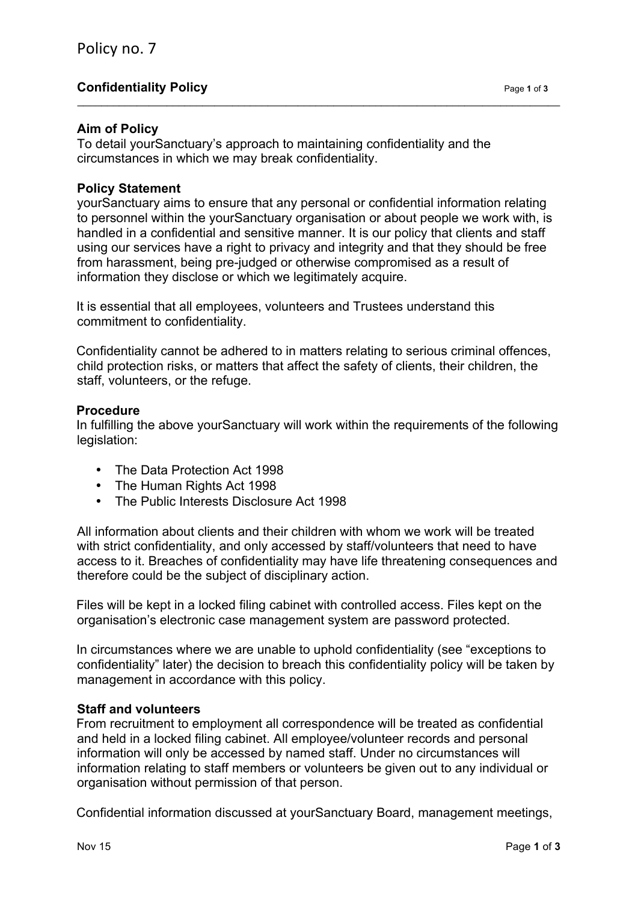# Policy no. 7

## Confidentiality Policy

### Aim of Policy

To detail yourSanctuary's approach to maintaining confidentiality and the circumstances in which we may break confidentiality.

### Policy Statement

yourSanctuary aims to ensure that any personal or confidential information relating to personnel within the yourSanctuary organisation or about people we work with, is handled in a confidential and sensitive manner. It is our policy that clients and staff using our services have a right to privacy and integrity and that they should be free from harassment, being pre-judged or otherwise compromised as a result of information they disclose or which we legitimately acquire.

It is essential that all employees, volunteers and Trustees understand this commitment to confidentiality.

Confidentiality cannot be adhered to in matters relating to serious criminal offences, child protection risks, or matters that affect the safety of clients, their children, the staff, volunteers, or the refuge.

### Procedure

In fulfilling the above yourSanctuary will work within the requirements of the following legislation:

- The Data Protection Act 1998
- The Human Rights Act 1998
- The Public Interests Disclosure Act 1998

All information about clients and their children with whom we work will be treated with strict confidentiality, and only accessed by staff/volunteers that need to have access to it. Breaches of confidentiality may have life threatening consequences and therefore could be the subject of disciplinary action.

Files will be kept in a locked filing cabinet with controlled access. Files kept on the organisation's electronic case management system are password protected.

In circumstances where we are unable to uphold confidentiality (see "exceptions to confidentiality" later) the decision to breach this confidentiality policy will be taken by management in accordance with this policy.

### Staff and volunteers

From recruitment to employment all correspondence will be treated as confidential and held in a locked filing cabinet. All employee/volunteer records and personal information will only be accessed by named staff. Under no circumstances will information relating to staff members or volunteers be given out to any individual or organisation without permission of that person.

Confidential information discussed at yourSanctuary Board, management meetings,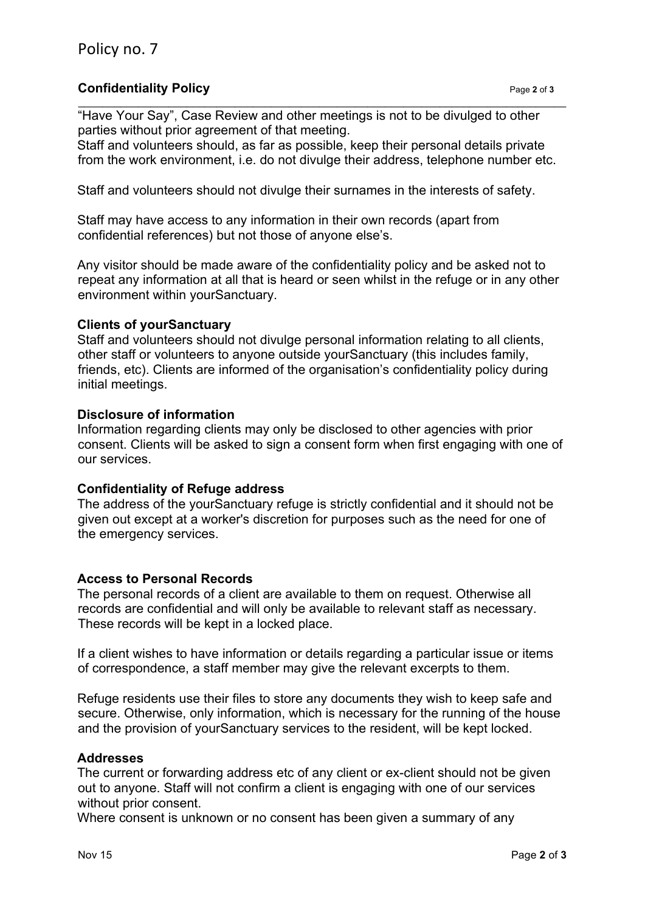"Have Your Say", Case Review and other meetings is not to be divulged to other parties without prior agreement of that meeting.
Staff and volunteers should, as far as possible, keep their personal details private from the work environment, i.e. do not divulge their address, telephone number etc.

Staff and volunteers should not divulge their surnames in the interests of safety.

Staff may have access to any information in their own records (apart from confidential references) but not those of anyone else's.

Any visitor should be made aware of the confidentiality policy and be asked not to repeat any information at all that is heard or seen whilst in the refuge or in any other environment within yourSanctuary.

**Clients of yourSanctuary**
Staff and volunteers should not divulge personal information relating to all clients, other staff or volunteers to anyone outside yourSanctuary (this includes family, friends, etc). Clients are informed of the organisation's confidentiality policy during initial meetings.

**Disclosure of information**
Information regarding clients may only be disclosed to other agencies with prior consent. Clients will be asked to sign a consent form when first engaging with one of our services.

**Confidentiality of Refuge address**
The address of the yourSanctuary refuge is strictly confidential and it should not be given out except at a worker's discretion for purposes such as the need for one of the emergency services.

**Access to Personal Records**
The personal records of a client are available to them on request. Otherwise all records are confidential and will only be available to relevant staff as necessary. These records will be kept in a locked place.

If a client wishes to have information or details regarding a particular issue or items of correspondence, a staff member may give the relevant excerpts to them.

Refuge residents use their files to store any documents they wish to keep safe and secure. Otherwise, only information, which is necessary for the running of the house and the provision of yourSanctuary services to the resident, will be kept locked.

**Addresses**
The current or forwarding address etc of any client or ex-client should not be given out to anyone. Staff will not confirm a client is engaging with one of our services without prior consent.
Where consent is unknown or no consent has been given a summary of any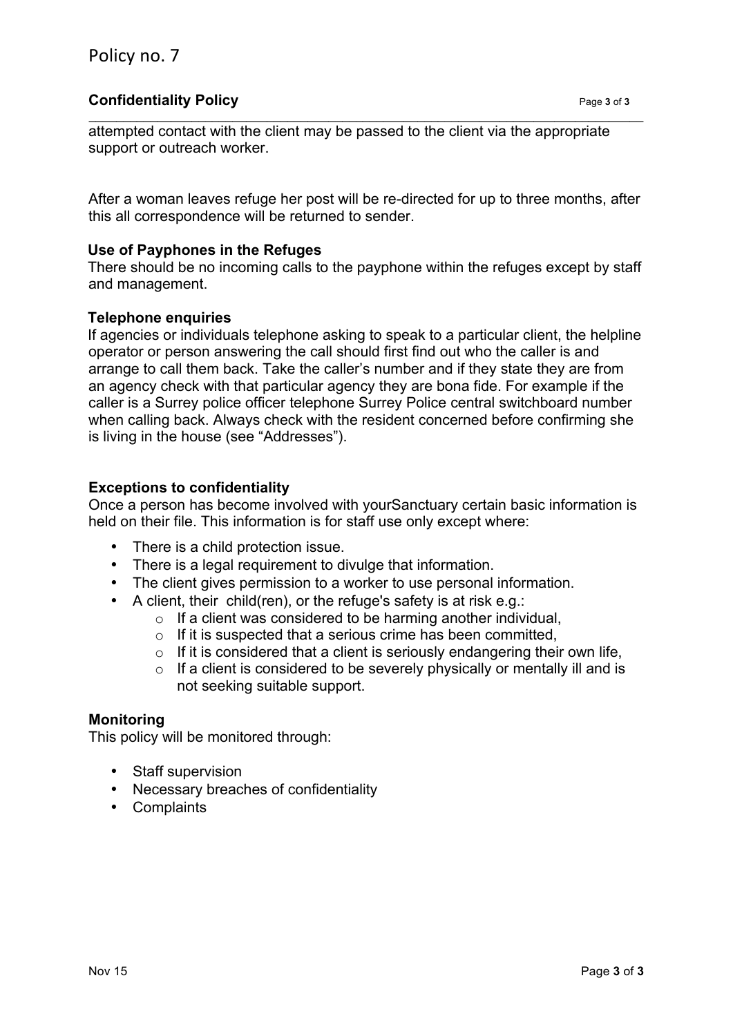attempted contact with the client may be passed to the client via the appropriate support or outreach worker.

After a woman leaves refuge her post will be re-directed for up to three months, after this all correspondence will be returned to sender.

**Use of Payphones in the Refuges**

There should be no incoming calls to the payphone within the refuges except by staff and management.

**Telephone enquiries**

If agencies or individuals telephone asking to speak to a particular client, the helpline operator or person answering the call should first find out who the caller is and arrange to call them back. Take the caller's number and if they state they are from an agency check with that particular agency they are bona fide. For example if the caller is a Surrey police officer telephone Surrey Police central switchboard number when calling back. Always check with the resident concerned before confirming she is living in the house (see "Addresses").

**Exceptions to confidentiality**

Once a person has become involved with yourSanctuary certain basic information is held on their file. This information is for staff use only except where:

- There is a child protection issue.
- There is a legal requirement to divulge that information.
- The client gives permission to a worker to use personal information.
- A client, their child(ren), or the refuge's safety is at risk e.g.:
  - If a client was considered to be harming another individual,
  - If it is suspected that a serious crime has been committed,
  - If it is considered that a client is seriously endangering their own life,
  - If a client is considered to be severely physically or mentally ill and is not seeking suitable support.

**Monitoring**

This policy will be monitored through:

- Staff supervision
- Necessary breaches of confidentiality
- Complaints